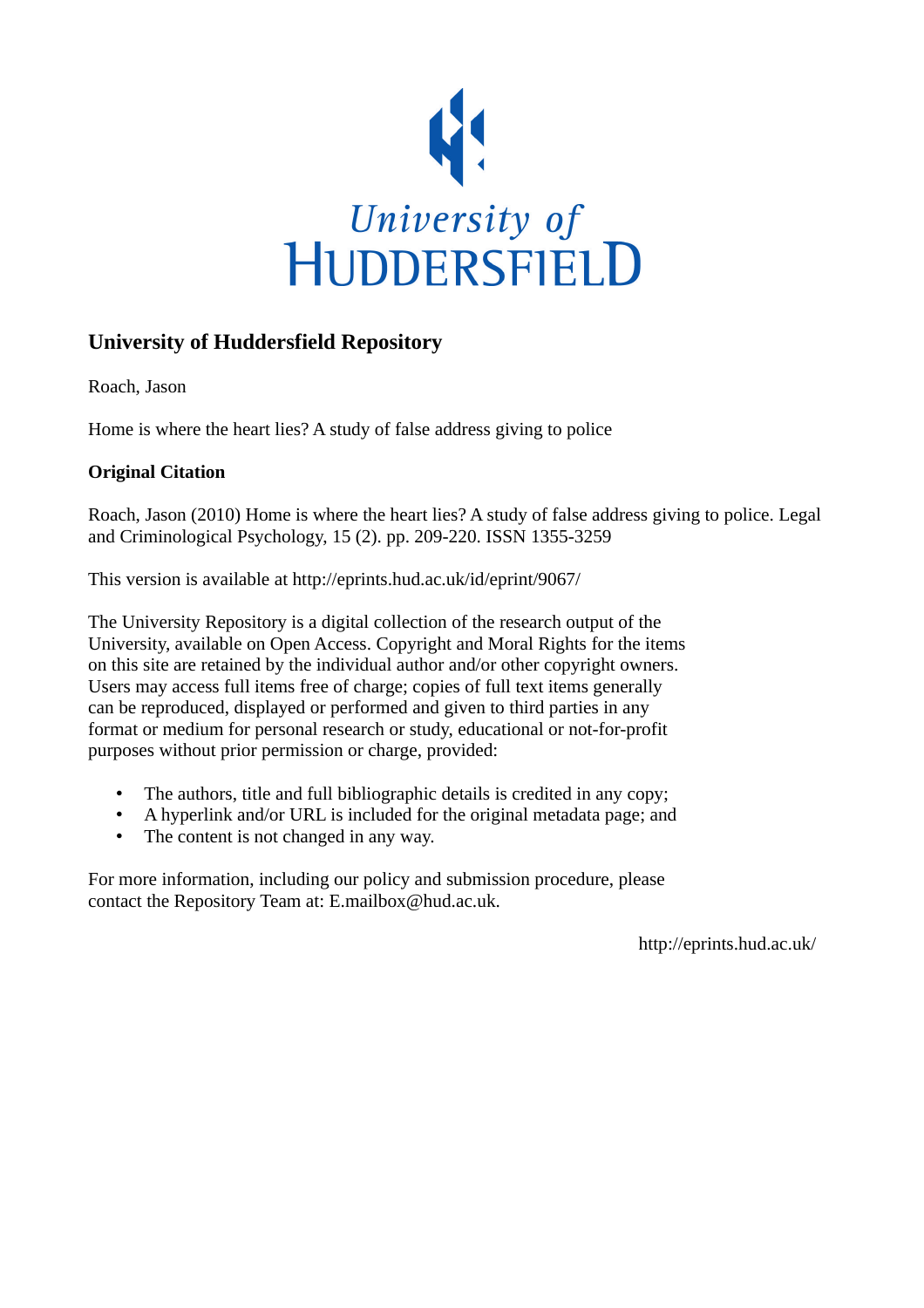University of Huddersfield

# University of Huddersfield Repository

Roach, Jason

Home is where the heart lies? A study of false address giving to police

**Original Citation**

Roach, Jason (2010) Home is where the heart lies? A study of false address giving to police. Legal and Criminological Psychology, 15 (2). pp. 209-220. ISSN 1355-3259

This version is available at http://eprints.hud.ac.uk/id/eprint/9067/

The University Repository is a digital collection of the research output of the University, available on Open Access. Copyright and Moral Rights for the items on this site are retained by the individual author and/or other copyright owners. Users may access full items free of charge; copies of full text items generally can be reproduced, displayed or performed and given to third parties in any format or medium for personal research or study, educational or not-for-profit purposes without prior permission or charge, provided:

- The authors, title and full bibliographic details is credited in any copy;
- A hyperlink and/or URL is included for the original metadata page; and
- The content is not changed in any way.

For more information, including our policy and submission procedure, please contact the Repository Team at: E.mailbox@hud.ac.uk.

http://eprints.hud.ac.uk/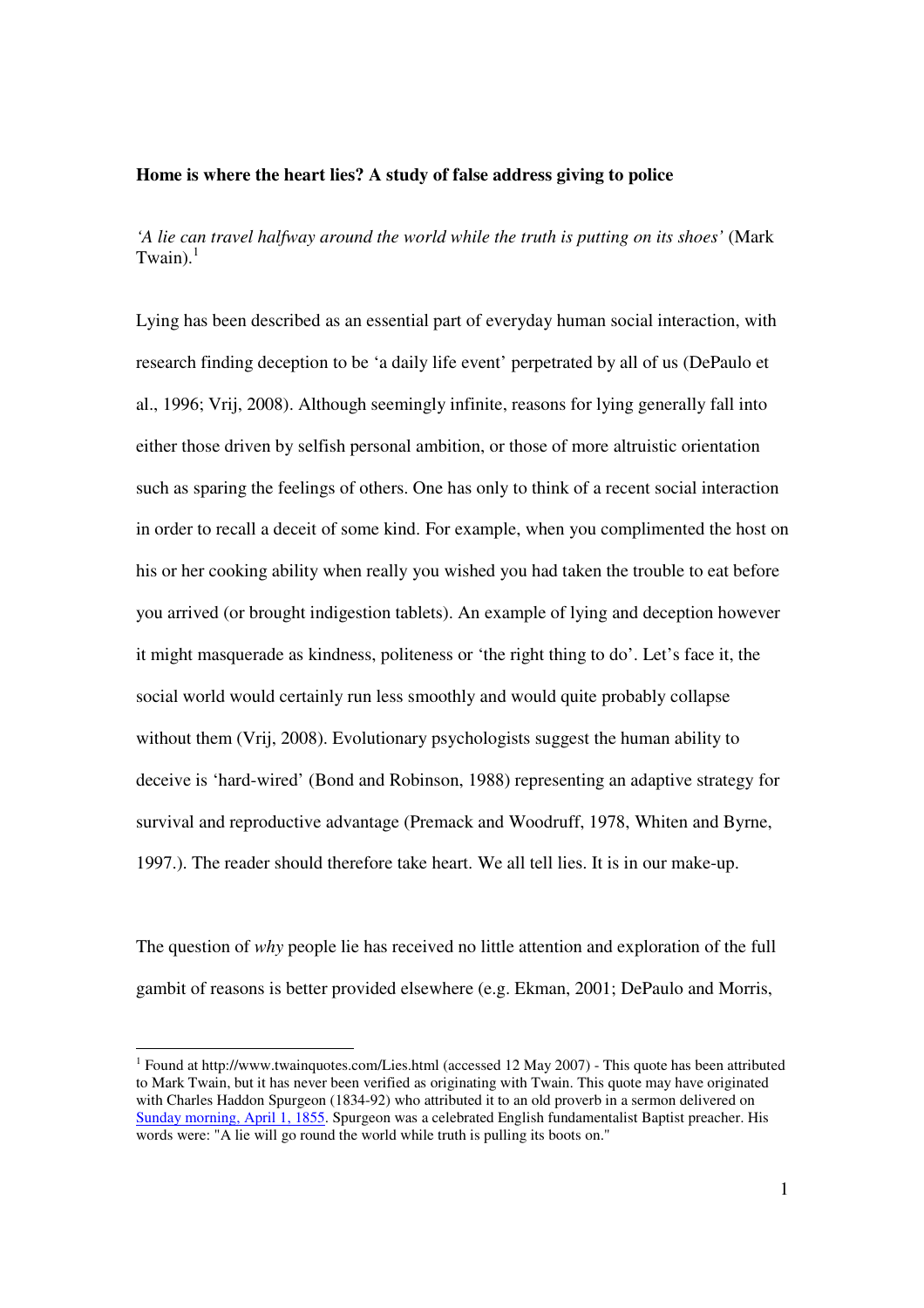**Home is where the heart lies? A study of false address giving to police**

*'A lie can travel halfway around the world while the truth is putting on its shoes'* (Mark Twain).[1]

Lying has been described as an essential part of everyday human social interaction, with research finding deception to be 'a daily life event' perpetrated by all of us (DePaulo et al., 1996; Vrij, 2008). Although seemingly infinite, reasons for lying generally fall into either those driven by selfish personal ambition, or those of more altruistic orientation such as sparing the feelings of others. One has only to think of a recent social interaction in order to recall a deceit of some kind. For example, when you complimented the host on his or her cooking ability when really you wished you had taken the trouble to eat before you arrived (or brought indigestion tablets). An example of lying and deception however it might masquerade as kindness, politeness or 'the right thing to do'. Let's face it, the social world would certainly run less smoothly and would quite probably collapse without them (Vrij, 2008). Evolutionary psychologists suggest the human ability to deceive is 'hard-wired' (Bond and Robinson, 1988) representing an adaptive strategy for survival and reproductive advantage (Premack and Woodruff, 1978, Whiten and Byrne, 1997.). The reader should therefore take heart. We all tell lies. It is in our make-up.

The question of *why* people lie has received no little attention and exploration of the full gambit of reasons is better provided elsewhere (e.g. Ekman, 2001; DePaulo and Morris,

---

[1] Found at http://www.twainquotes.com/Lies.html (accessed 12 May 2007) - This quote has been attributed to Mark Twain, but it has never been verified as originating with Twain. This quote may have originated with Charles Haddon Spurgeon (1834-92) who attributed it to an old proverb in a sermon delivered on Sunday morning, April 1, 1855. Spurgeon was a celebrated English fundamentalist Baptist preacher. His words were: "A lie will go round the world while truth is pulling its boots on."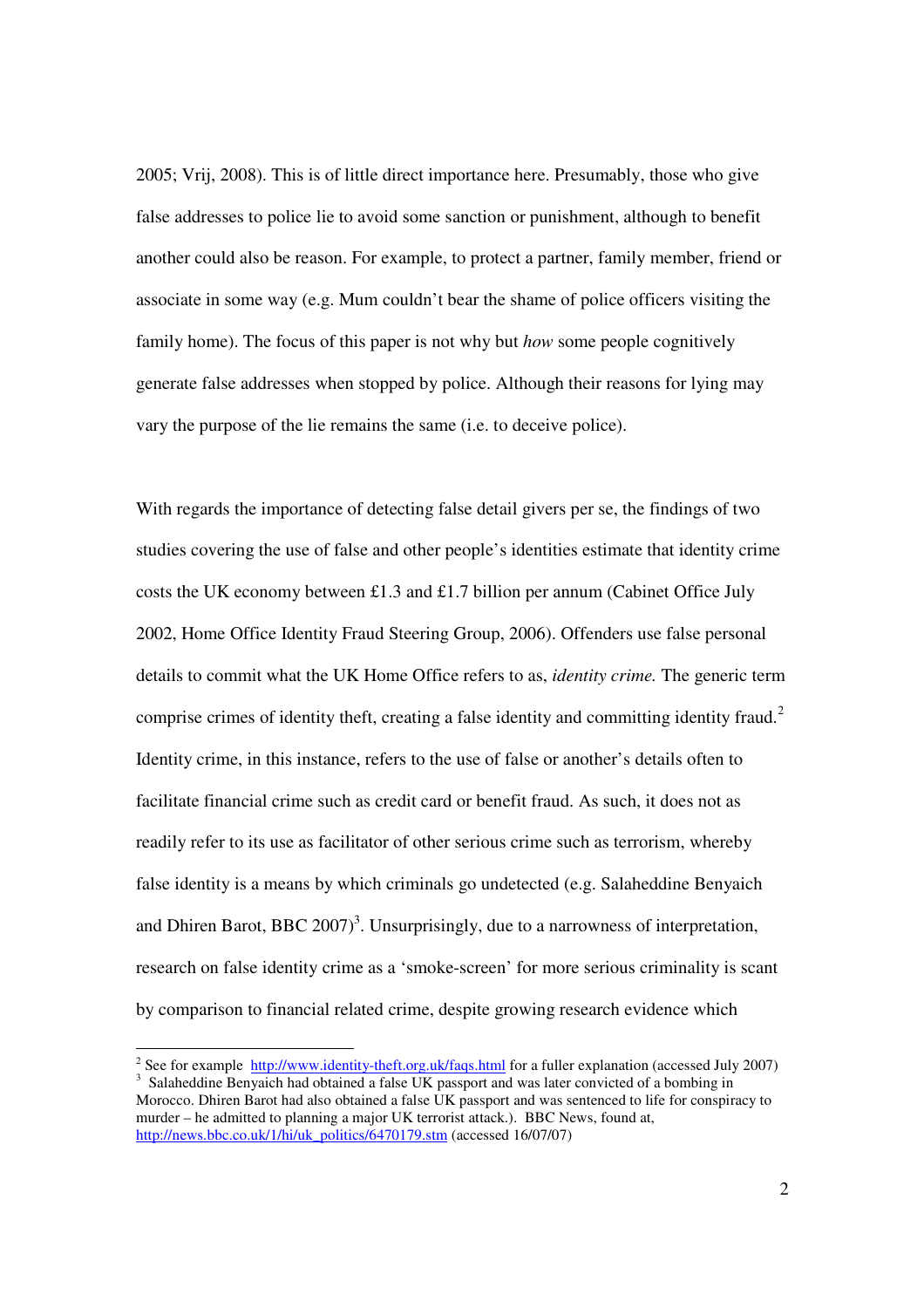2005; Vrij, 2008). This is of little direct importance here. Presumably, those who give false addresses to police lie to avoid some sanction or punishment, although to benefit another could also be reason. For example, to protect a partner, family member, friend or associate in some way (e.g. Mum couldn't bear the shame of police officers visiting the family home). The focus of this paper is not why but *how* some people cognitively generate false addresses when stopped by police. Although their reasons for lying may vary the purpose of the lie remains the same (i.e. to deceive police).

With regards the importance of detecting false detail givers per se, the findings of two studies covering the use of false and other people's identities estimate that identity crime costs the UK economy between £1.3 and £1.7 billion per annum (Cabinet Office July 2002, Home Office Identity Fraud Steering Group, 2006). Offenders use false personal details to commit what the UK Home Office refers to as, *identity crime.* The generic term comprise crimes of identity theft, creating a false identity and committing identity fraud.[2] Identity crime, in this instance, refers to the use of false or another's details often to facilitate financial crime such as credit card or benefit fraud. As such, it does not as readily refer to its use as facilitator of other serious crime such as terrorism, whereby false identity is a means by which criminals go undetected (e.g. Salaheddine Benyaich and Dhiren Barot, BBC 2007)[3]. Unsurprisingly, due to a narrowness of interpretation, research on false identity crime as a 'smoke-screen' for more serious criminality is scant by comparison to financial related crime, despite growing research evidence which

---

[2] See for example http://www.identity-theft.org.uk/faqs.html for a fuller explanation (accessed July 2007)

[3] Salaheddine Benyaich had obtained a false UK passport and was later convicted of a bombing in Morocco. Dhiren Barot had also obtained a false UK passport and was sentenced to life for conspiracy to murder – he admitted to planning a major UK terrorist attack.). BBC News, found at, http://news.bbc.co.uk/1/hi/uk_politics/6470179.stm (accessed 16/07/07)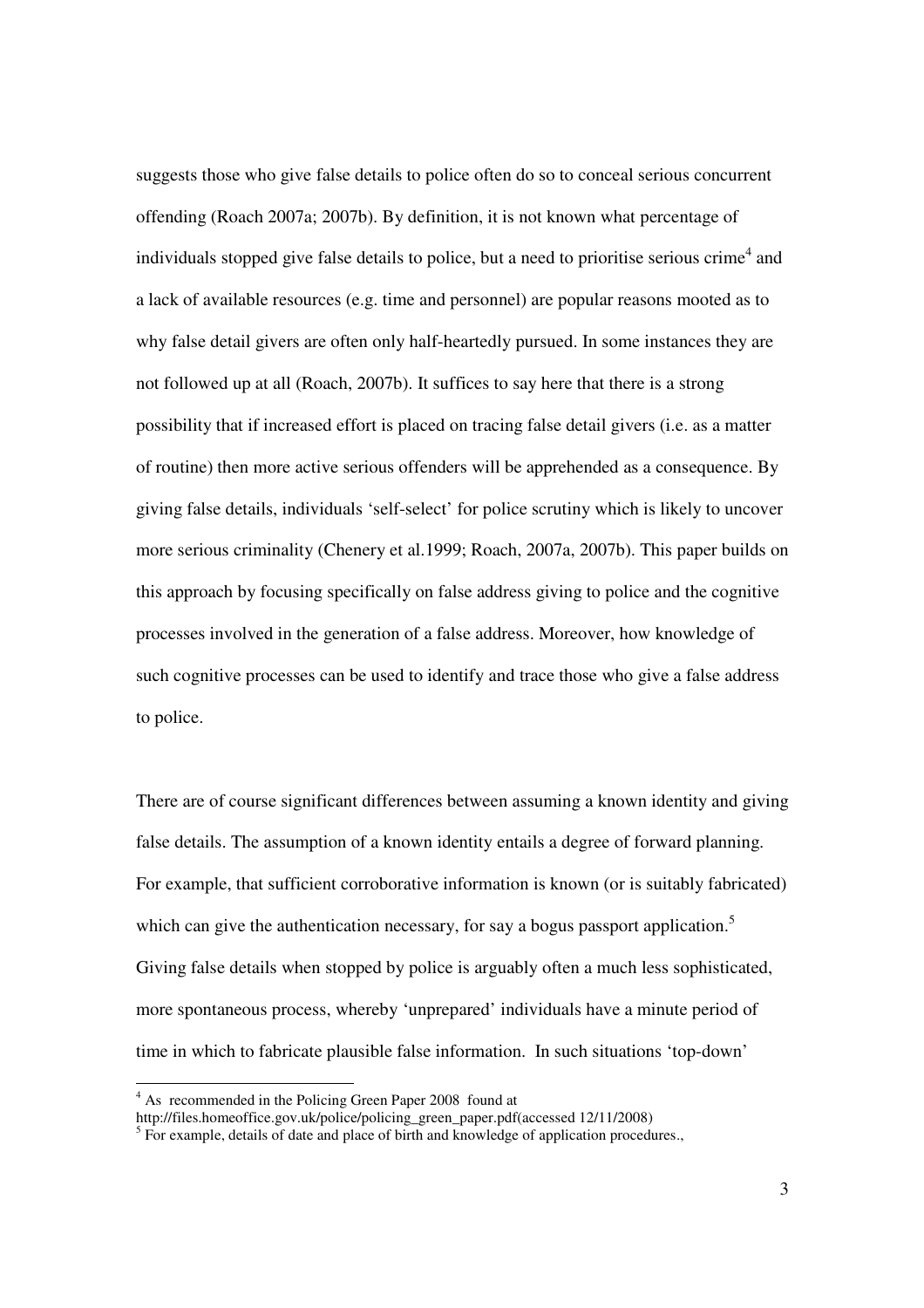suggests those who give false details to police often do so to conceal serious concurrent offending (Roach 2007a; 2007b). By definition, it is not known what percentage of individuals stopped give false details to police, but a need to prioritise serious crime[4] and a lack of available resources (e.g. time and personnel) are popular reasons mooted as to why false detail givers are often only half-heartedly pursued. In some instances they are not followed up at all (Roach, 2007b). It suffices to say here that there is a strong possibility that if increased effort is placed on tracing false detail givers (i.e. as a matter of routine) then more active serious offenders will be apprehended as a consequence. By giving false details, individuals 'self-select' for police scrutiny which is likely to uncover more serious criminality (Chenery et al.1999; Roach, 2007a, 2007b). This paper builds on this approach by focusing specifically on false address giving to police and the cognitive processes involved in the generation of a false address. Moreover, how knowledge of such cognitive processes can be used to identify and trace those who give a false address to police.

There are of course significant differences between assuming a known identity and giving false details. The assumption of a known identity entails a degree of forward planning. For example, that sufficient corroborative information is known (or is suitably fabricated) which can give the authentication necessary, for say a bogus passport application.[5] Giving false details when stopped by police is arguably often a much less sophisticated, more spontaneous process, whereby 'unprepared' individuals have a minute period of time in which to fabricate plausible false information. In such situations 'top-down'

---

[4] As recommended in the Policing Green Paper 2008 found at http://files.homeoffice.gov.uk/police/policing_green_paper.pdf(accessed 12/11/2008)

[5] For example, details of date and place of birth and knowledge of application procedures.,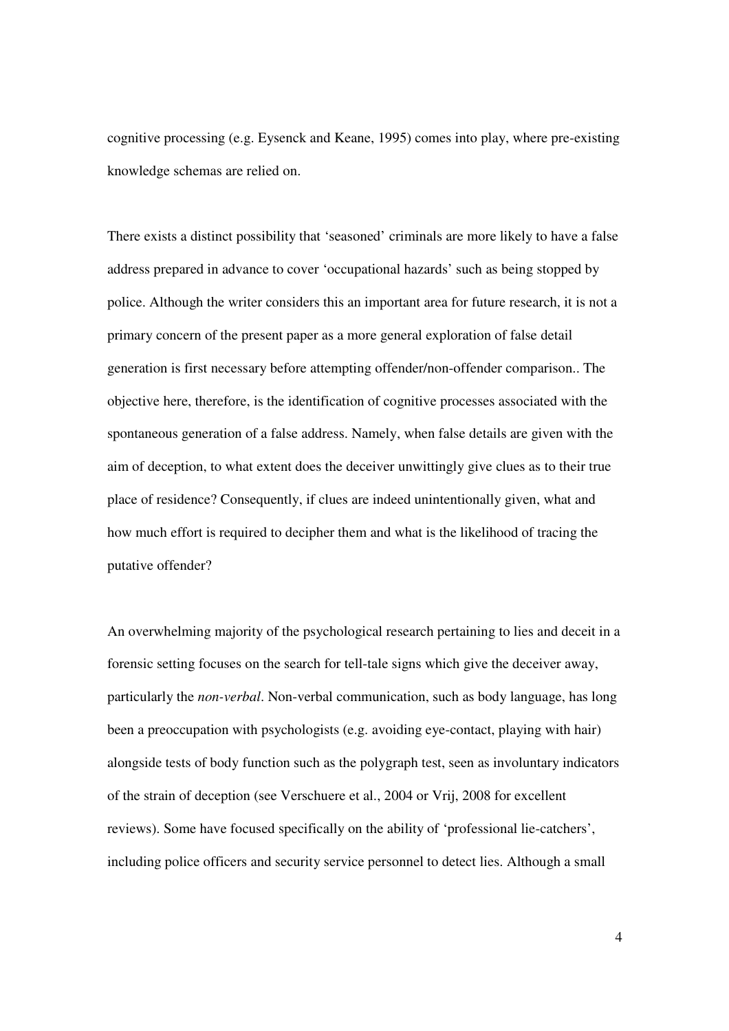cognitive processing (e.g. Eysenck and Keane, 1995) comes into play, where pre-existing knowledge schemas are relied on.

There exists a distinct possibility that 'seasoned' criminals are more likely to have a false address prepared in advance to cover 'occupational hazards' such as being stopped by police. Although the writer considers this an important area for future research, it is not a primary concern of the present paper as a more general exploration of false detail generation is first necessary before attempting offender/non-offender comparison.. The objective here, therefore, is the identification of cognitive processes associated with the spontaneous generation of a false address. Namely, when false details are given with the aim of deception, to what extent does the deceiver unwittingly give clues as to their true place of residence? Consequently, if clues are indeed unintentionally given, what and how much effort is required to decipher them and what is the likelihood of tracing the putative offender?

An overwhelming majority of the psychological research pertaining to lies and deceit in a forensic setting focuses on the search for tell-tale signs which give the deceiver away, particularly the *non-verbal*. Non-verbal communication, such as body language, has long been a preoccupation with psychologists (e.g. avoiding eye-contact, playing with hair) alongside tests of body function such as the polygraph test, seen as involuntary indicators of the strain of deception (see Verschuere et al., 2004 or Vrij, 2008 for excellent reviews). Some have focused specifically on the ability of 'professional lie-catchers', including police officers and security service personnel to detect lies. Although a small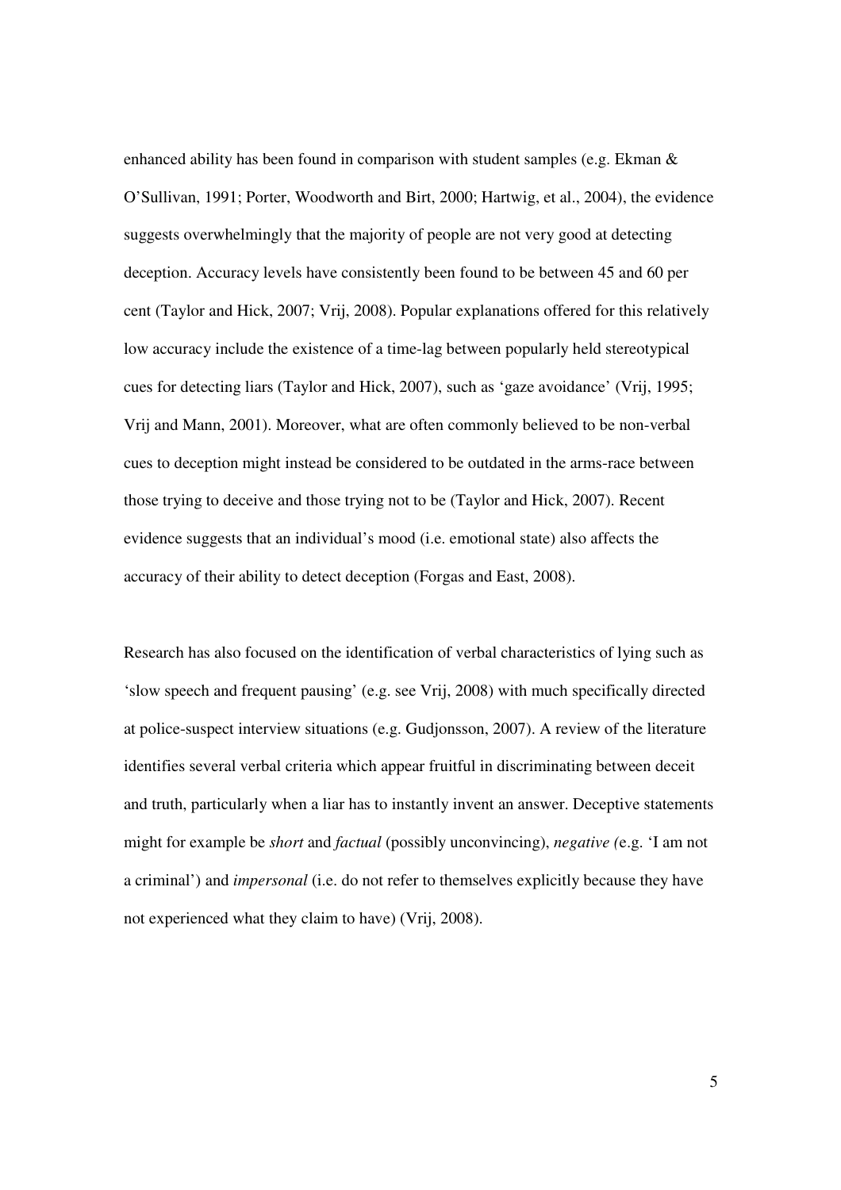enhanced ability has been found in comparison with student samples (e.g. Ekman & O'Sullivan, 1991; Porter, Woodworth and Birt, 2000; Hartwig, et al., 2004), the evidence suggests overwhelmingly that the majority of people are not very good at detecting deception. Accuracy levels have consistently been found to be between 45 and 60 per cent (Taylor and Hick, 2007; Vrij, 2008). Popular explanations offered for this relatively low accuracy include the existence of a time-lag between popularly held stereotypical cues for detecting liars (Taylor and Hick, 2007), such as 'gaze avoidance' (Vrij, 1995; Vrij and Mann, 2001). Moreover, what are often commonly believed to be non-verbal cues to deception might instead be considered to be outdated in the arms-race between those trying to deceive and those trying not to be (Taylor and Hick, 2007). Recent evidence suggests that an individual's mood (i.e. emotional state) also affects the accuracy of their ability to detect deception (Forgas and East, 2008).

Research has also focused on the identification of verbal characteristics of lying such as 'slow speech and frequent pausing' (e.g. see Vrij, 2008) with much specifically directed at police-suspect interview situations (e.g. Gudjonsson, 2007). A review of the literature identifies several verbal criteria which appear fruitful in discriminating between deceit and truth, particularly when a liar has to instantly invent an answer. Deceptive statements might for example be *short* and *factual* (possibly unconvincing), *negative (*e.g. 'I am not a criminal') and *impersonal* (i.e. do not refer to themselves explicitly because they have not experienced what they claim to have) (Vrij, 2008).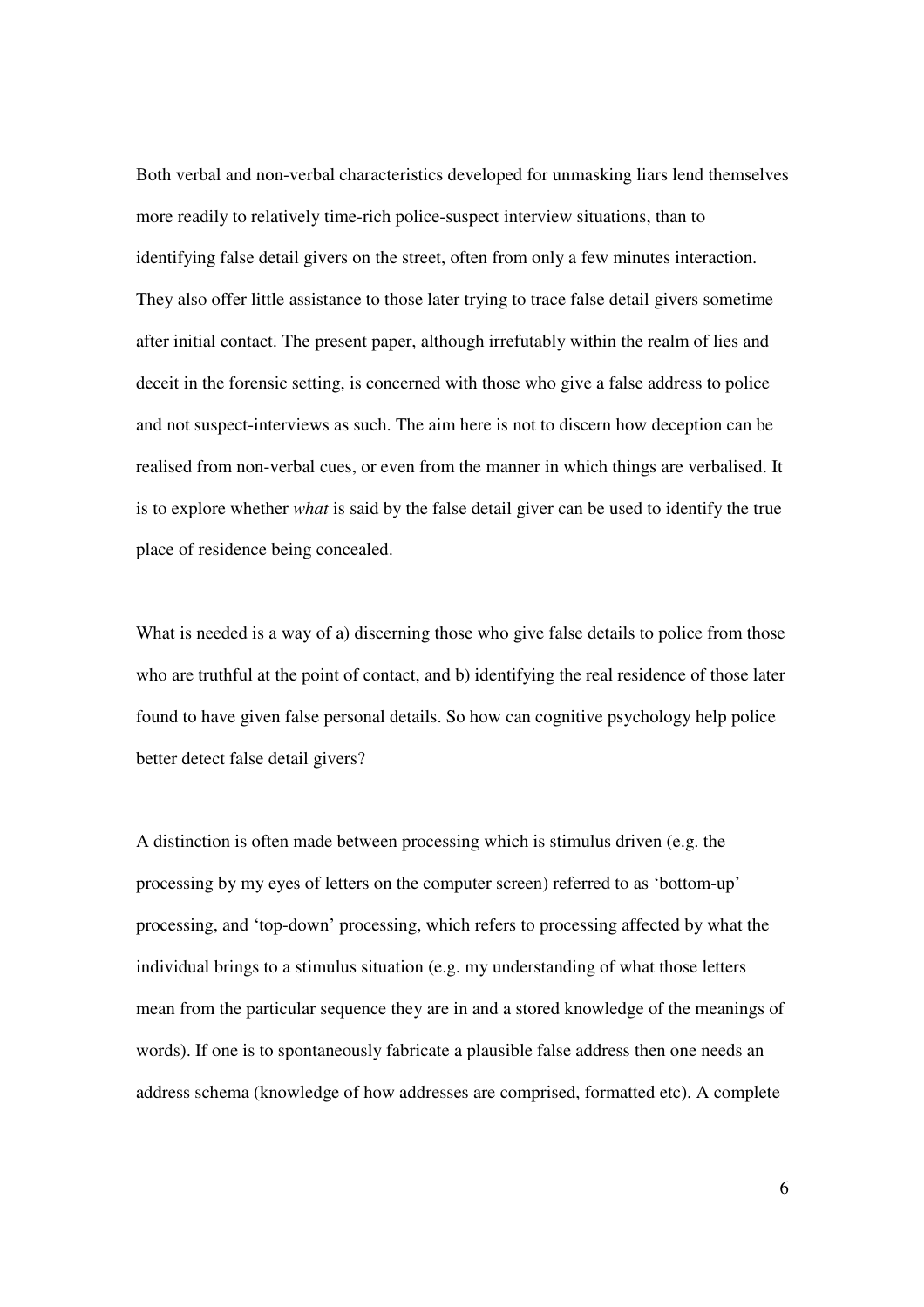Both verbal and non-verbal characteristics developed for unmasking liars lend themselves more readily to relatively time-rich police-suspect interview situations, than to identifying false detail givers on the street, often from only a few minutes interaction. They also offer little assistance to those later trying to trace false detail givers sometime after initial contact. The present paper, although irrefutably within the realm of lies and deceit in the forensic setting, is concerned with those who give a false address to police and not suspect-interviews as such. The aim here is not to discern how deception can be realised from non-verbal cues, or even from the manner in which things are verbalised. It is to explore whether *what* is said by the false detail giver can be used to identify the true place of residence being concealed.

What is needed is a way of a) discerning those who give false details to police from those who are truthful at the point of contact, and b) identifying the real residence of those later found to have given false personal details. So how can cognitive psychology help police better detect false detail givers?

A distinction is often made between processing which is stimulus driven (e.g. the processing by my eyes of letters on the computer screen) referred to as 'bottom-up' processing, and 'top-down' processing, which refers to processing affected by what the individual brings to a stimulus situation (e.g. my understanding of what those letters mean from the particular sequence they are in and a stored knowledge of the meanings of words). If one is to spontaneously fabricate a plausible false address then one needs an address schema (knowledge of how addresses are comprised, formatted etc). A complete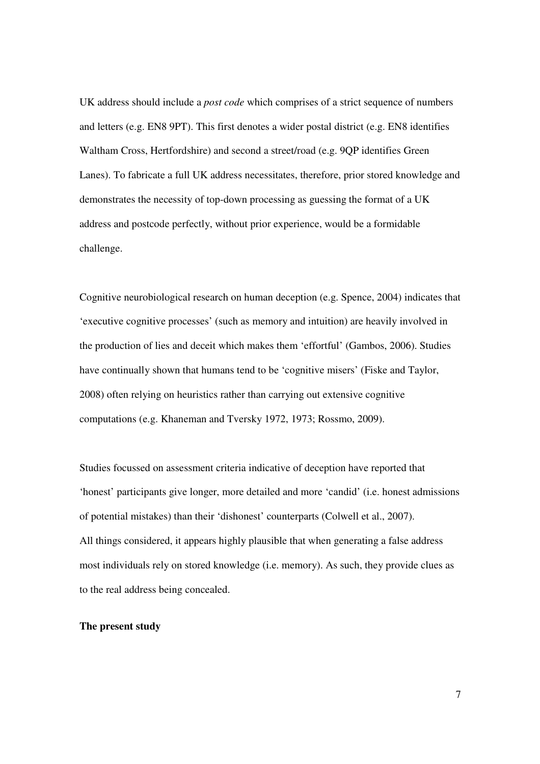UK address should include a *post code* which comprises of a strict sequence of numbers and letters (e.g. EN8 9PT). This first denotes a wider postal district (e.g. EN8 identifies Waltham Cross, Hertfordshire) and second a street/road (e.g. 9QP identifies Green Lanes). To fabricate a full UK address necessitates, therefore, prior stored knowledge and demonstrates the necessity of top-down processing as guessing the format of a UK address and postcode perfectly, without prior experience, would be a formidable challenge.

Cognitive neurobiological research on human deception (e.g. Spence, 2004) indicates that 'executive cognitive processes' (such as memory and intuition) are heavily involved in the production of lies and deceit which makes them 'effortful' (Gambos, 2006). Studies have continually shown that humans tend to be 'cognitive misers' (Fiske and Taylor, 2008) often relying on heuristics rather than carrying out extensive cognitive computations (e.g. Khaneman and Tversky 1972, 1973; Rossmo, 2009).

Studies focussed on assessment criteria indicative of deception have reported that 'honest' participants give longer, more detailed and more 'candid' (i.e. honest admissions of potential mistakes) than their 'dishonest' counterparts (Colwell et al., 2007).
All things considered, it appears highly plausible that when generating a false address most individuals rely on stored knowledge (i.e. memory). As such, they provide clues as to the real address being concealed.

**The present study**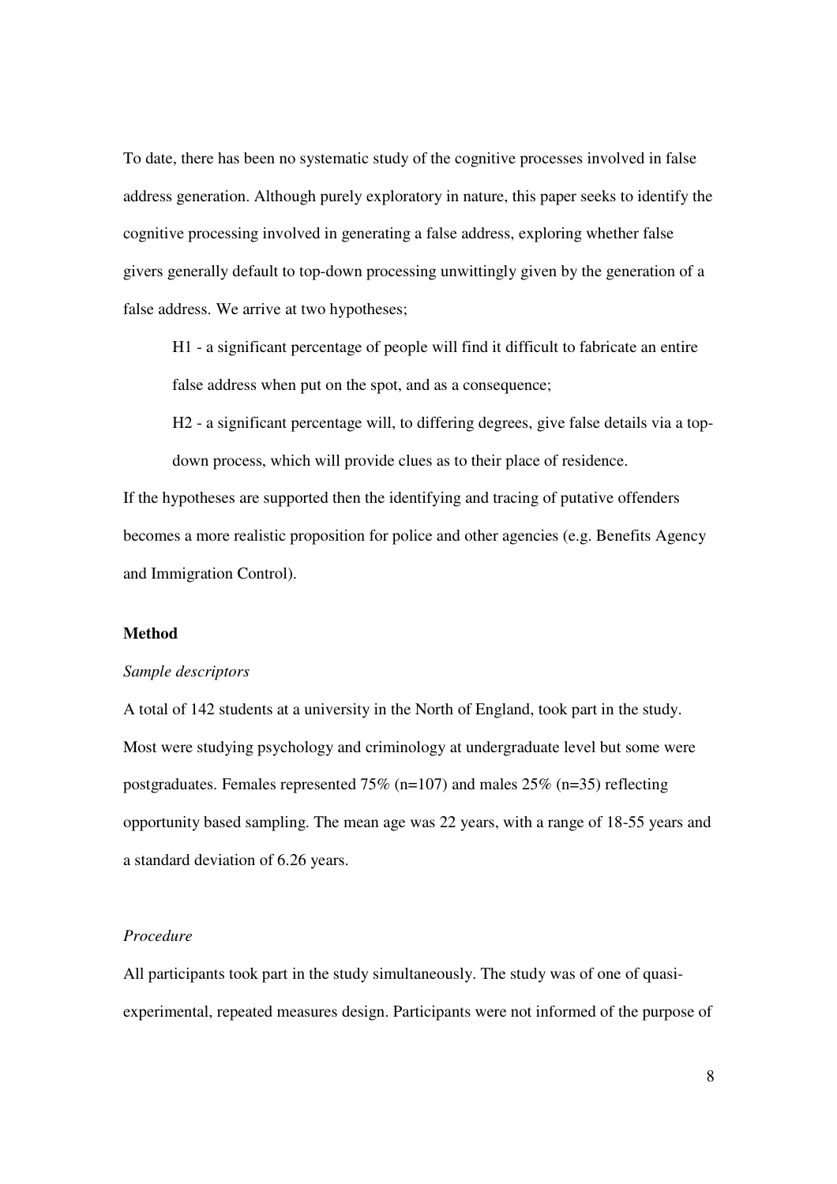To date, there has been no systematic study of the cognitive processes involved in false address generation. Although purely exploratory in nature, this paper seeks to identify the cognitive processing involved in generating a false address, exploring whether false givers generally default to top-down processing unwittingly given by the generation of a false address. We arrive at two hypotheses;

> H1 - a significant percentage of people will find it difficult to fabricate an entire false address when put on the spot, and as a consequence;
>
> H2 - a significant percentage will, to differing degrees, give false details via a top-down process, which will provide clues as to their place of residence.

If the hypotheses are supported then the identifying and tracing of putative offenders becomes a more realistic proposition for police and other agencies (e.g. Benefits Agency and Immigration Control).

**Method**

*Sample descriptors*

A total of 142 students at a university in the North of England, took part in the study. Most were studying psychology and criminology at undergraduate level but some were postgraduates. Females represented 75% (n=107) and males 25% (n=35) reflecting opportunity based sampling. The mean age was 22 years, with a range of 18-55 years and a standard deviation of 6.26 years.

*Procedure*

All participants took part in the study simultaneously. The study was of one of quasi-experimental, repeated measures design. Participants were not informed of the purpose of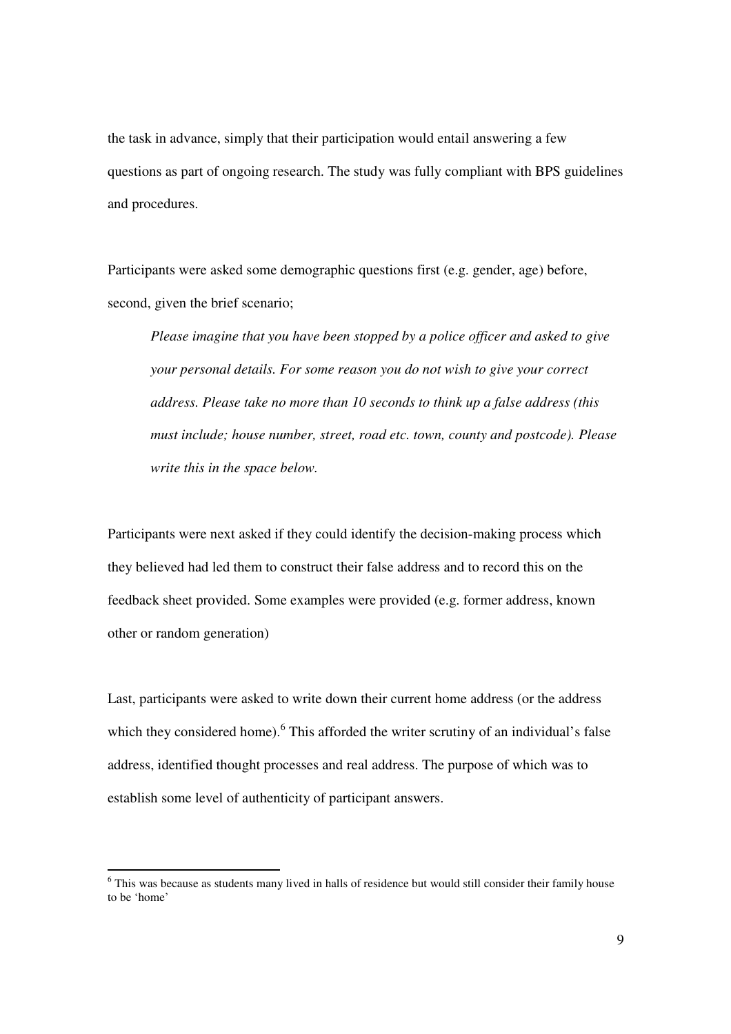the task in advance, simply that their participation would entail answering a few questions as part of ongoing research. The study was fully compliant with BPS guidelines and procedures.

Participants were asked some demographic questions first (e.g. gender, age) before, second, given the brief scenario;

> *Please imagine that you have been stopped by a police officer and asked to give your personal details. For some reason you do not wish to give your correct address. Please take no more than 10 seconds to think up a false address (this must include; house number, street, road etc. town, county and postcode). Please write this in the space below.*

Participants were next asked if they could identify the decision-making process which they believed had led them to construct their false address and to record this on the feedback sheet provided. Some examples were provided (e.g. former address, known other or random generation)

Last, participants were asked to write down their current home address (or the address which they considered home).[6] This afforded the writer scrutiny of an individual's false address, identified thought processes and real address. The purpose of which was to establish some level of authenticity of participant answers.

---

[6] This was because as students many lived in halls of residence but would still consider their family house to be 'home'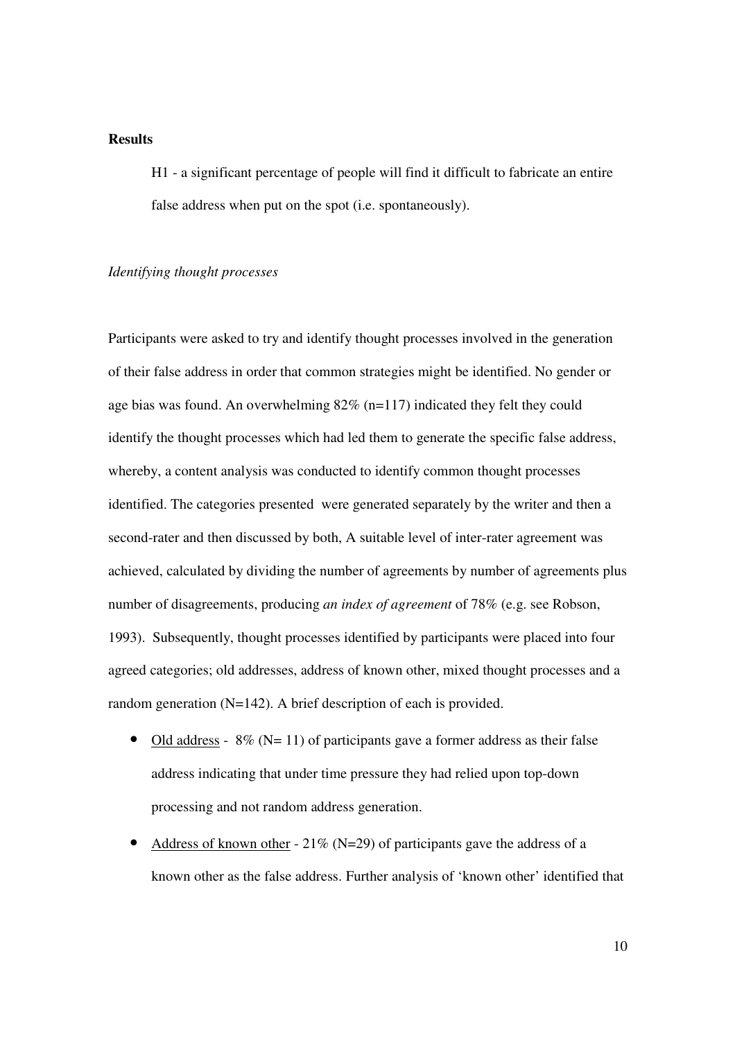**Results**

> H1 - a significant percentage of people will find it difficult to fabricate an entire false address when put on the spot (i.e. spontaneously).

*Identifying thought processes*

Participants were asked to try and identify thought processes involved in the generation of their false address in order that common strategies might be identified. No gender or age bias was found. An overwhelming 82% (n=117) indicated they felt they could identify the thought processes which had led them to generate the specific false address, whereby, a content analysis was conducted to identify common thought processes identified. The categories presented were generated separately by the writer and then a second-rater and then discussed by both, A suitable level of inter-rater agreement was achieved, calculated by dividing the number of agreements by number of agreements plus number of disagreements, producing *an index of agreement* of 78% (e.g. see Robson, 1993). Subsequently, thought processes identified by participants were placed into four agreed categories; old addresses, address of known other, mixed thought processes and a random generation (N=142). A brief description of each is provided.

- <u>Old address</u> - 8% (N= 11) of participants gave a former address as their false address indicating that under time pressure they had relied upon top-down processing and not random address generation.
- <u>Address of known other</u> - 21% (N=29) of participants gave the address of a known other as the false address. Further analysis of 'known other' identified that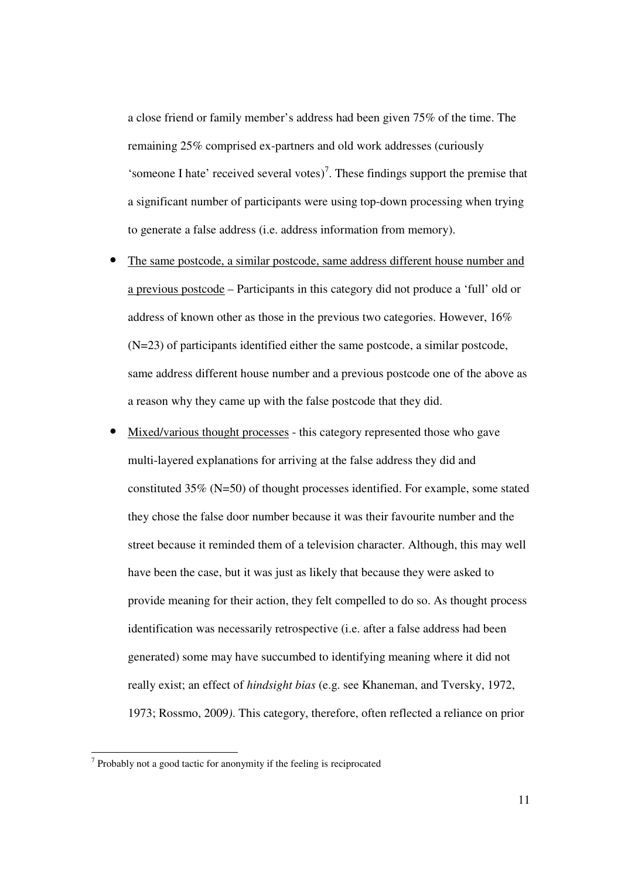a close friend or family member's address had been given 75% of the time. The remaining 25% comprised ex-partners and old work addresses (curiously 'someone I hate' received several votes)[7]. These findings support the premise that a significant number of participants were using top-down processing when trying to generate a false address (i.e. address information from memory).

- The same postcode, a similar postcode, same address different house number and a previous postcode – Participants in this category did not produce a 'full' old or address of known other as those in the previous two categories. However, 16% (N=23) of participants identified either the same postcode, a similar postcode, same address different house number and a previous postcode one of the above as a reason why they came up with the false postcode that they did.
- Mixed/various thought processes - this category represented those who gave multi-layered explanations for arriving at the false address they did and constituted 35% (N=50) of thought processes identified. For example, some stated they chose the false door number because it was their favourite number and the street because it reminded them of a television character. Although, this may well have been the case, but it was just as likely that because they were asked to provide meaning for their action, they felt compelled to do so. As thought process identification was necessarily retrospective (i.e. after a false address had been generated) some may have succumbed to identifying meaning where it did not really exist; an effect of *hindsight bias* (e.g. see Khaneman, and Tversky, 1972, 1973; Rossmo, 2009). This category, therefore, often reflected a reliance on prior

[7] Probably not a good tactic for anonymity if the feeling is reciprocated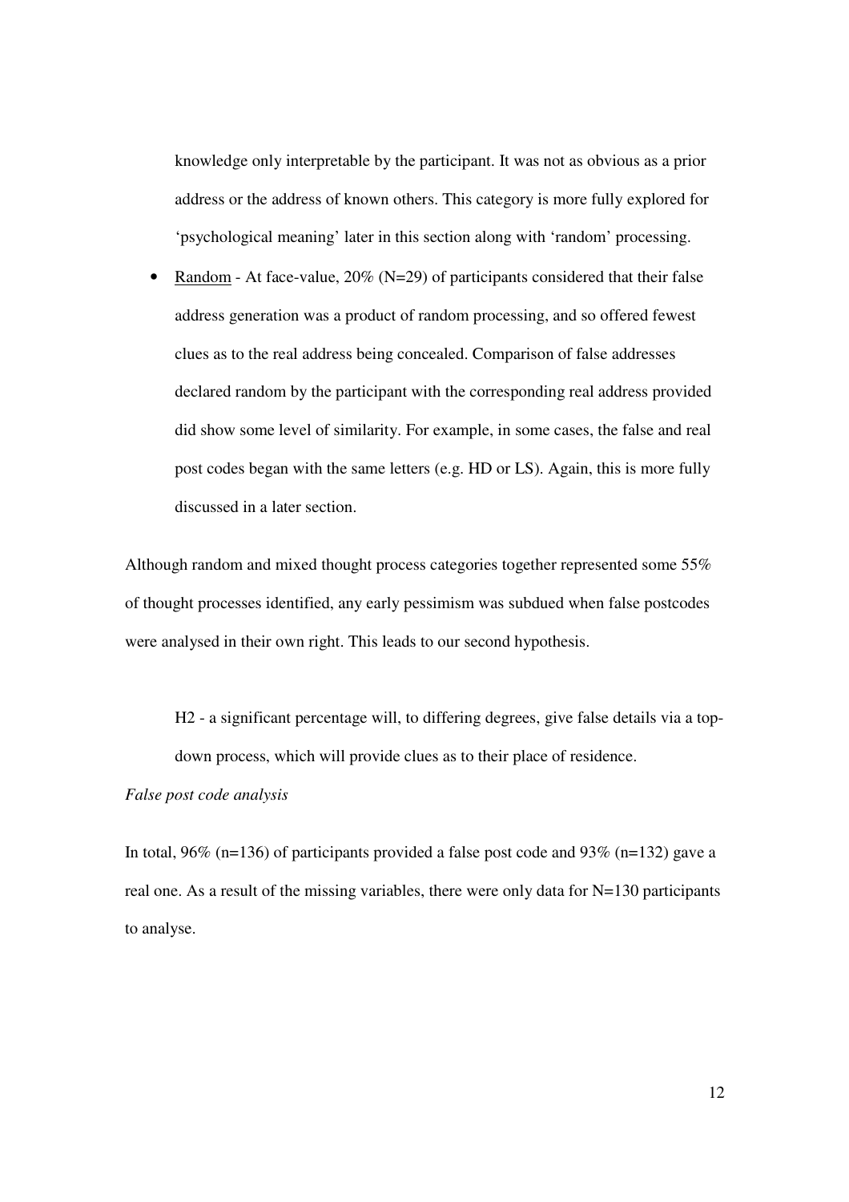knowledge only interpretable by the participant. It was not as obvious as a prior address or the address of known others. This category is more fully explored for 'psychological meaning' later in this section along with 'random' processing.

- Random - At face-value, 20% (N=29) of participants considered that their false address generation was a product of random processing, and so offered fewest clues as to the real address being concealed. Comparison of false addresses declared random by the participant with the corresponding real address provided did show some level of similarity. For example, in some cases, the false and real post codes began with the same letters (e.g. HD or LS). Again, this is more fully discussed in a later section.

Although random and mixed thought process categories together represented some 55% of thought processes identified, any early pessimism was subdued when false postcodes were analysed in their own right. This leads to our second hypothesis.

> H2 - a significant percentage will, to differing degrees, give false details via a top-down process, which will provide clues as to their place of residence.

*False post code analysis*

In total, 96% (n=136) of participants provided a false post code and 93% (n=132) gave a real one. As a result of the missing variables, there were only data for N=130 participants to analyse.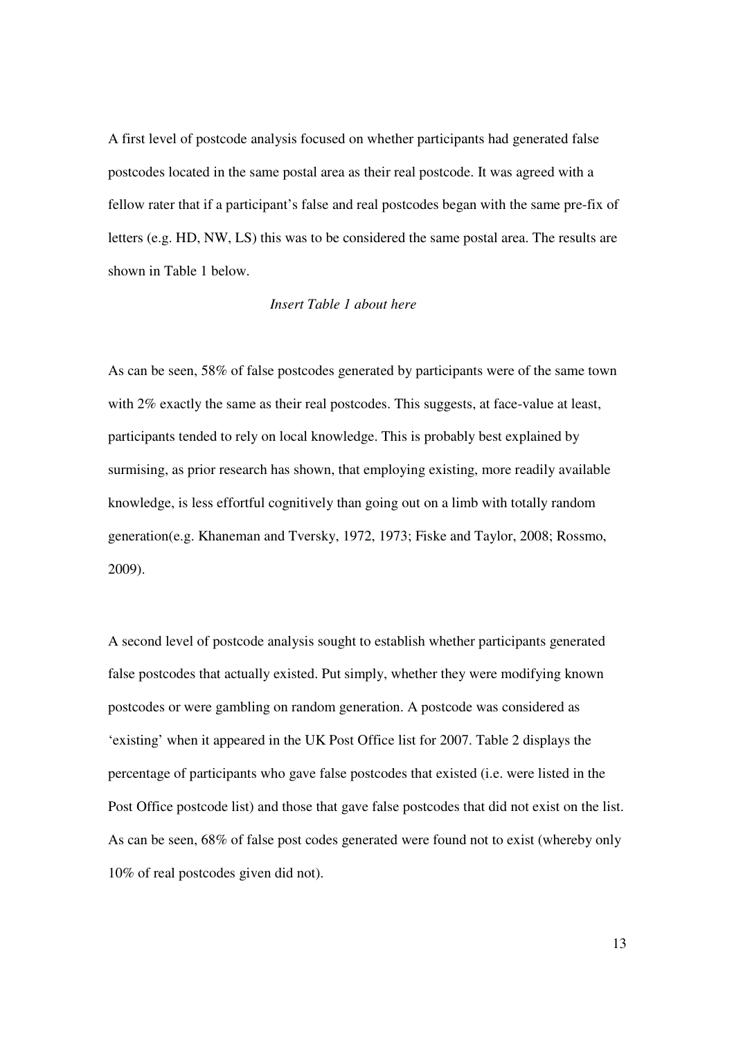A first level of postcode analysis focused on whether participants had generated false postcodes located in the same postal area as their real postcode. It was agreed with a fellow rater that if a participant's false and real postcodes began with the same pre-fix of letters (e.g. HD, NW, LS) this was to be considered the same postal area. The results are shown in Table 1 below.

*Insert Table 1 about here*

As can be seen, 58% of false postcodes generated by participants were of the same town with 2% exactly the same as their real postcodes. This suggests, at face-value at least, participants tended to rely on local knowledge. This is probably best explained by surmising, as prior research has shown, that employing existing, more readily available knowledge, is less effortful cognitively than going out on a limb with totally random generation(e.g. Khaneman and Tversky, 1972, 1973; Fiske and Taylor, 2008; Rossmo, 2009).

A second level of postcode analysis sought to establish whether participants generated false postcodes that actually existed. Put simply, whether they were modifying known postcodes or were gambling on random generation. A postcode was considered as 'existing' when it appeared in the UK Post Office list for 2007. Table 2 displays the percentage of participants who gave false postcodes that existed (i.e. were listed in the Post Office postcode list) and those that gave false postcodes that did not exist on the list. As can be seen, 68% of false post codes generated were found not to exist (whereby only 10% of real postcodes given did not).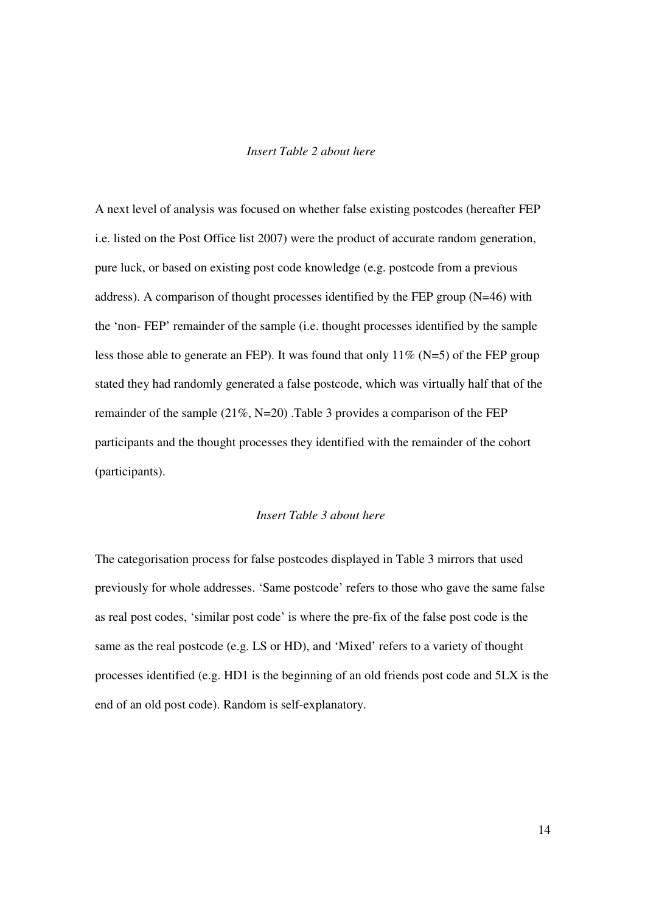*Insert Table 2 about here*

A next level of analysis was focused on whether false existing postcodes (hereafter FEP i.e. listed on the Post Office list 2007) were the product of accurate random generation, pure luck, or based on existing post code knowledge (e.g. postcode from a previous address). A comparison of thought processes identified by the FEP group (N=46) with the 'non- FEP' remainder of the sample (i.e. thought processes identified by the sample less those able to generate an FEP). It was found that only 11% (N=5) of the FEP group stated they had randomly generated a false postcode, which was virtually half that of the remainder of the sample (21%, N=20) .Table 3 provides a comparison of the FEP participants and the thought processes they identified with the remainder of the cohort (participants).

*Insert Table 3 about here*

The categorisation process for false postcodes displayed in Table 3 mirrors that used previously for whole addresses. 'Same postcode' refers to those who gave the same false as real post codes, 'similar post code' is where the pre-fix of the false post code is the same as the real postcode (e.g. LS or HD), and 'Mixed' refers to a variety of thought processes identified (e.g. HD1 is the beginning of an old friends post code and 5LX is the end of an old post code). Random is self-explanatory.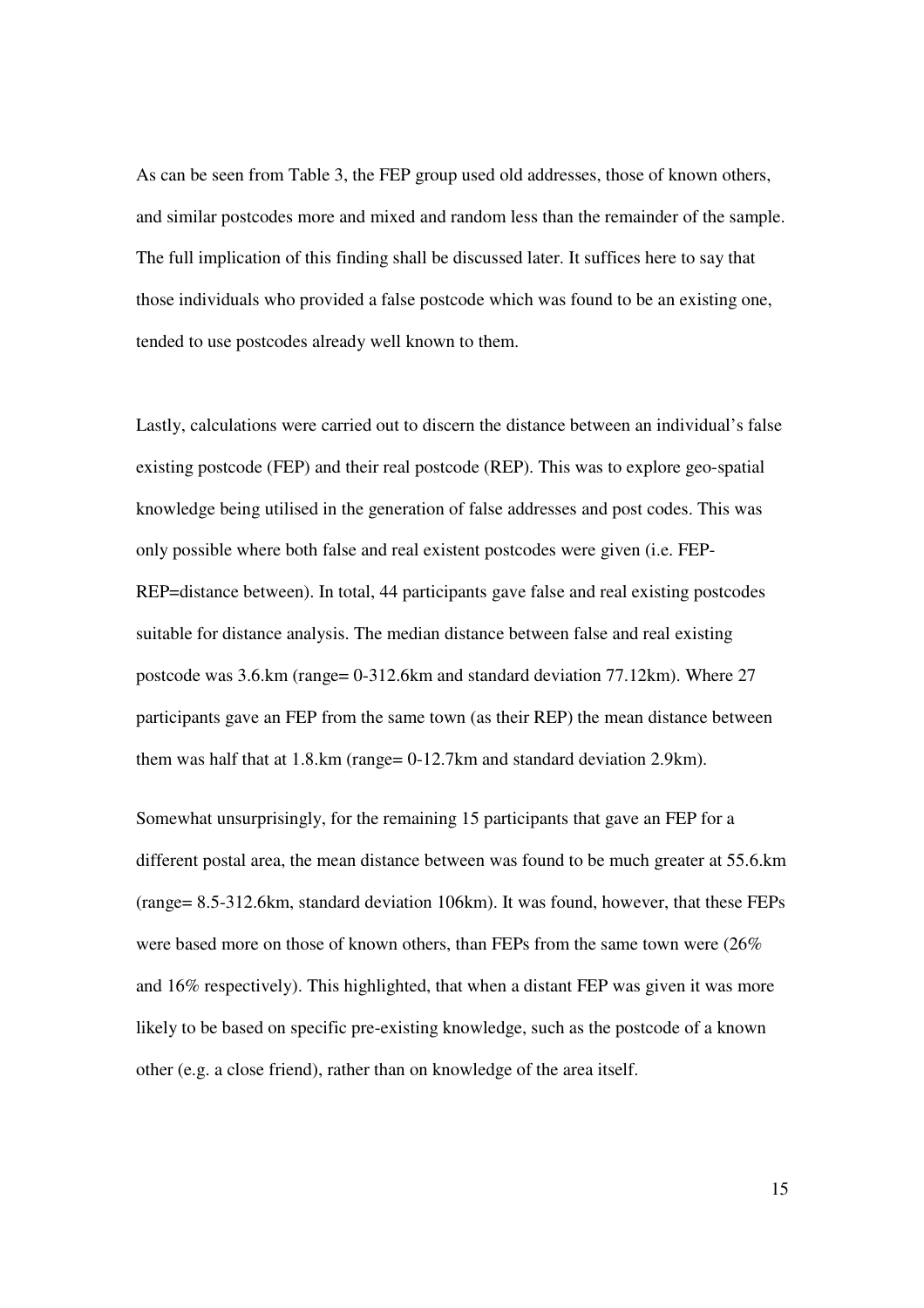As can be seen from Table 3, the FEP group used old addresses, those of known others, and similar postcodes more and mixed and random less than the remainder of the sample. The full implication of this finding shall be discussed later. It suffices here to say that those individuals who provided a false postcode which was found to be an existing one, tended to use postcodes already well known to them.

Lastly, calculations were carried out to discern the distance between an individual's false existing postcode (FEP) and their real postcode (REP). This was to explore geo-spatial knowledge being utilised in the generation of false addresses and post codes. This was only possible where both false and real existent postcodes were given (i.e. FEP-REP=distance between). In total, 44 participants gave false and real existing postcodes suitable for distance analysis. The median distance between false and real existing postcode was 3.6.km (range= 0-312.6km and standard deviation 77.12km). Where 27 participants gave an FEP from the same town (as their REP) the mean distance between them was half that at 1.8.km (range= 0-12.7km and standard deviation 2.9km).

Somewhat unsurprisingly, for the remaining 15 participants that gave an FEP for a different postal area, the mean distance between was found to be much greater at 55.6.km (range= 8.5-312.6km, standard deviation 106km). It was found, however, that these FEPs were based more on those of known others, than FEPs from the same town were (26% and 16% respectively). This highlighted, that when a distant FEP was given it was more likely to be based on specific pre-existing knowledge, such as the postcode of a known other (e.g. a close friend), rather than on knowledge of the area itself.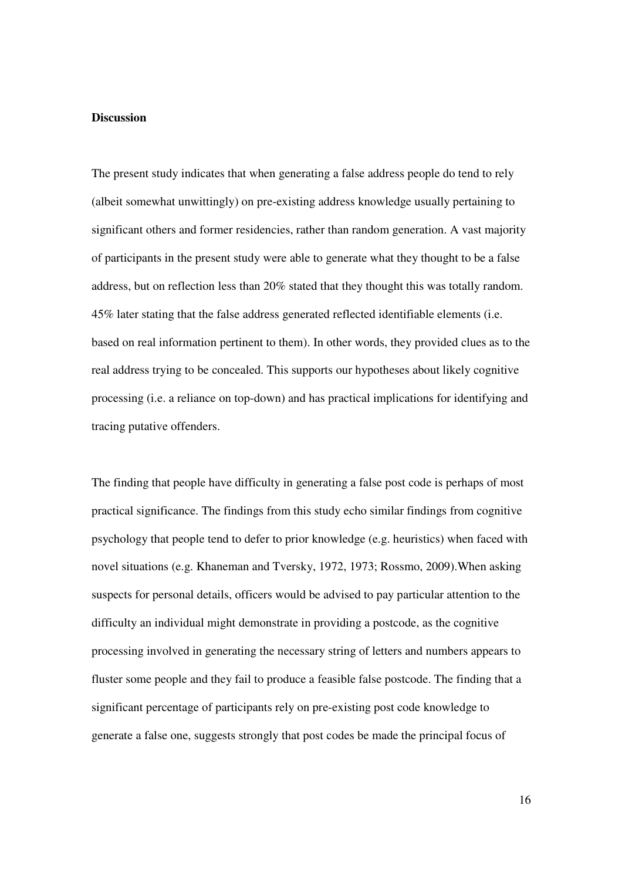**Discussion**

The present study indicates that when generating a false address people do tend to rely (albeit somewhat unwittingly) on pre-existing address knowledge usually pertaining to significant others and former residencies, rather than random generation. A vast majority of participants in the present study were able to generate what they thought to be a false address, but on reflection less than 20% stated that they thought this was totally random. 45% later stating that the false address generated reflected identifiable elements (i.e. based on real information pertinent to them). In other words, they provided clues as to the real address trying to be concealed. This supports our hypotheses about likely cognitive processing (i.e. a reliance on top-down) and has practical implications for identifying and tracing putative offenders.

The finding that people have difficulty in generating a false post code is perhaps of most practical significance. The findings from this study echo similar findings from cognitive psychology that people tend to defer to prior knowledge (e.g. heuristics) when faced with novel situations (e.g. Khaneman and Tversky, 1972, 1973; Rossmo, 2009).When asking suspects for personal details, officers would be advised to pay particular attention to the difficulty an individual might demonstrate in providing a postcode, as the cognitive processing involved in generating the necessary string of letters and numbers appears to fluster some people and they fail to produce a feasible false postcode. The finding that a significant percentage of participants rely on pre-existing post code knowledge to generate a false one, suggests strongly that post codes be made the principal focus of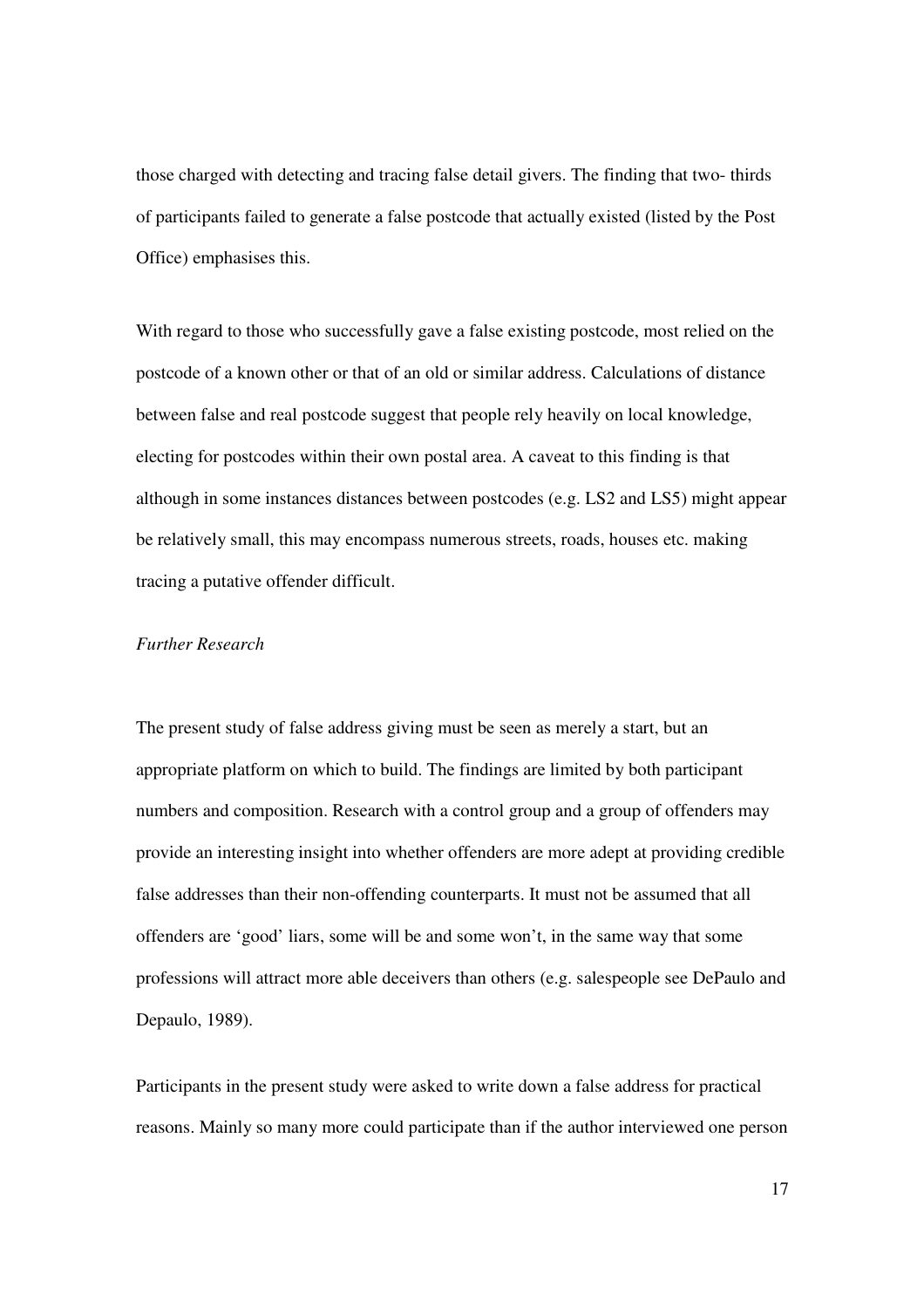those charged with detecting and tracing false detail givers. The finding that two- thirds of participants failed to generate a false postcode that actually existed (listed by the Post Office) emphasises this.

With regard to those who successfully gave a false existing postcode, most relied on the postcode of a known other or that of an old or similar address. Calculations of distance between false and real postcode suggest that people rely heavily on local knowledge, electing for postcodes within their own postal area. A caveat to this finding is that although in some instances distances between postcodes (e.g. LS2 and LS5) might appear be relatively small, this may encompass numerous streets, roads, houses etc. making tracing a putative offender difficult.

*Further Research*

The present study of false address giving must be seen as merely a start, but an appropriate platform on which to build. The findings are limited by both participant numbers and composition. Research with a control group and a group of offenders may provide an interesting insight into whether offenders are more adept at providing credible false addresses than their non-offending counterparts. It must not be assumed that all offenders are 'good' liars, some will be and some won't, in the same way that some professions will attract more able deceivers than others (e.g. salespeople see DePaulo and Depaulo, 1989).

Participants in the present study were asked to write down a false address for practical reasons. Mainly so many more could participate than if the author interviewed one person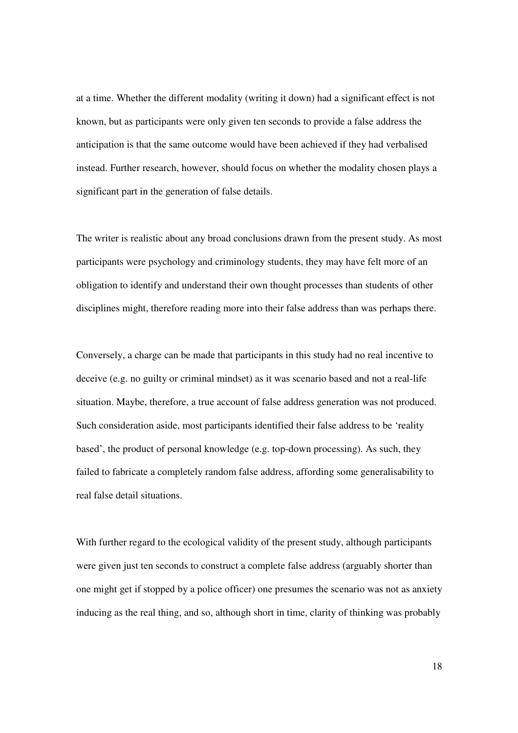at a time. Whether the different modality (writing it down) had a significant effect is not known, but as participants were only given ten seconds to provide a false address the anticipation is that the same outcome would have been achieved if they had verbalised instead. Further research, however, should focus on whether the modality chosen plays a significant part in the generation of false details.

The writer is realistic about any broad conclusions drawn from the present study. As most participants were psychology and criminology students, they may have felt more of an obligation to identify and understand their own thought processes than students of other disciplines might, therefore reading more into their false address than was perhaps there.

Conversely, a charge can be made that participants in this study had no real incentive to deceive (e.g. no guilty or criminal mindset) as it was scenario based and not a real-life situation. Maybe, therefore, a true account of false address generation was not produced. Such consideration aside, most participants identified their false address to be 'reality based', the product of personal knowledge (e.g. top-down processing). As such, they failed to fabricate a completely random false address, affording some generalisability to real false detail situations.

With further regard to the ecological validity of the present study, although participants were given just ten seconds to construct a complete false address (arguably shorter than one might get if stopped by a police officer) one presumes the scenario was not as anxiety inducing as the real thing, and so, although short in time, clarity of thinking was probably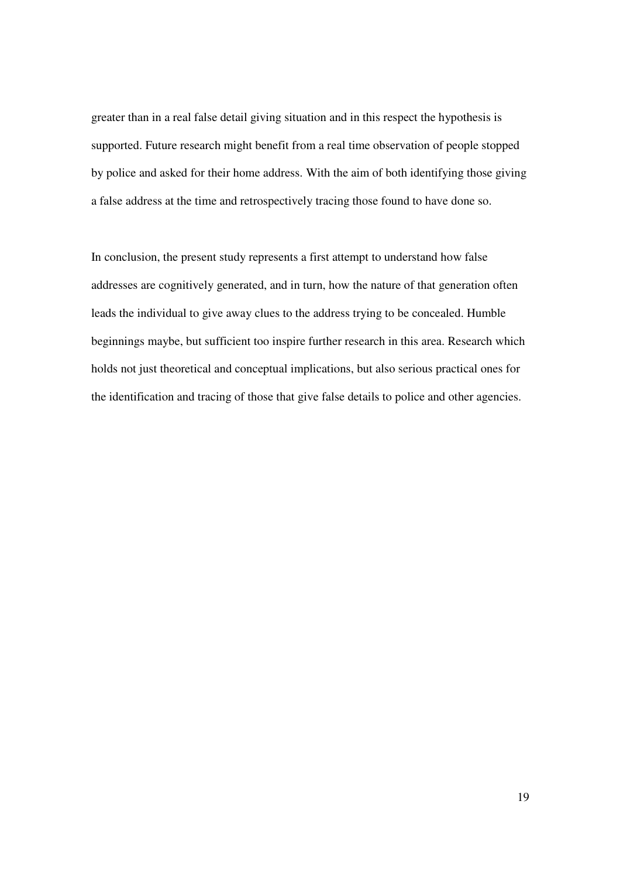greater than in a real false detail giving situation and in this respect the hypothesis is supported. Future research might benefit from a real time observation of people stopped by police and asked for their home address. With the aim of both identifying those giving a false address at the time and retrospectively tracing those found to have done so.

In conclusion, the present study represents a first attempt to understand how false addresses are cognitively generated, and in turn, how the nature of that generation often leads the individual to give away clues to the address trying to be concealed. Humble beginnings maybe, but sufficient too inspire further research in this area. Research which holds not just theoretical and conceptual implications, but also serious practical ones for the identification and tracing of those that give false details to police and other agencies.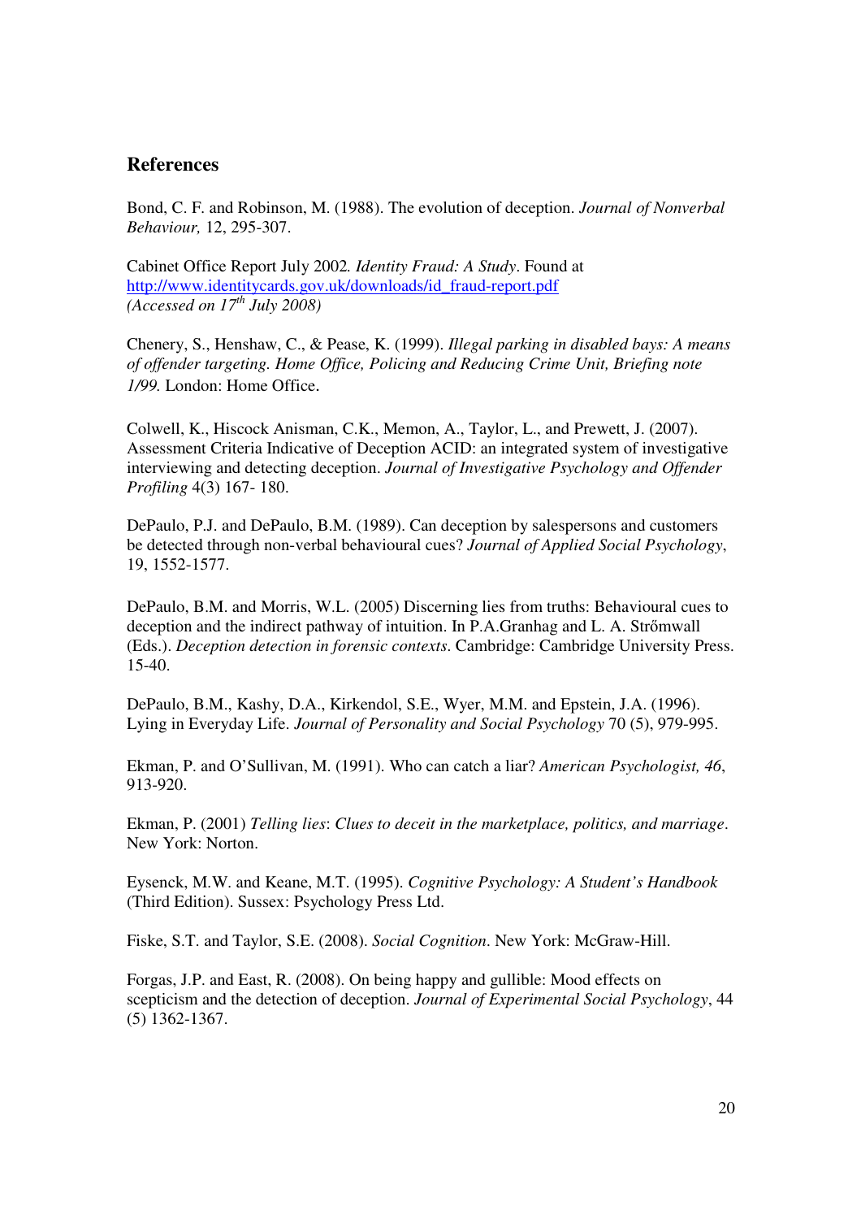## References

Bond, C. F. and Robinson, M. (1988). The evolution of deception. *Journal of Nonverbal Behaviour,* 12, 295-307.

Cabinet Office Report July 2002*. Identity Fraud: A Study*. Found at http://www.identitycards.gov.uk/downloads/id_fraud-report.pdf *(Accessed on 17th July 2008)*

Chenery, S., Henshaw, C., & Pease, K. (1999). *Illegal parking in disabled bays: A means of offender targeting. Home Office, Policing and Reducing Crime Unit, Briefing note 1/99.* London: Home Office.

Colwell, K., Hiscock Anisman, C.K., Memon, A., Taylor, L., and Prewett, J. (2007). Assessment Criteria Indicative of Deception ACID: an integrated system of investigative interviewing and detecting deception. *Journal of Investigative Psychology and Offender Profiling* 4(3) 167- 180.

DePaulo, P.J. and DePaulo, B.M. (1989). Can deception by salespersons and customers be detected through non-verbal behavioural cues? *Journal of Applied Social Psychology*, 19, 1552-1577.

DePaulo, B.M. and Morris, W.L. (2005) Discerning lies from truths: Behavioural cues to deception and the indirect pathway of intuition. In P.A.Granhag and L. A. Strőmwall (Eds.). *Deception detection in forensic contexts*. Cambridge: Cambridge University Press. 15-40.

DePaulo, B.M., Kashy, D.A., Kirkendol, S.E., Wyer, M.M. and Epstein, J.A. (1996). Lying in Everyday Life. *Journal of Personality and Social Psychology* 70 (5), 979-995.

Ekman, P. and O'Sullivan, M. (1991). Who can catch a liar? *American Psychologist, 46*, 913-920.

Ekman, P. (2001) *Telling lies*: *Clues to deceit in the marketplace, politics, and marriage*. New York: Norton.

Eysenck, M.W. and Keane, M.T. (1995). *Cognitive Psychology: A Student's Handbook* (Third Edition). Sussex: Psychology Press Ltd.

Fiske, S.T. and Taylor, S.E. (2008). *Social Cognition*. New York: McGraw-Hill.

Forgas, J.P. and East, R. (2008). On being happy and gullible: Mood effects on scepticism and the detection of deception. *Journal of Experimental Social Psychology*, 44 (5) 1362-1367.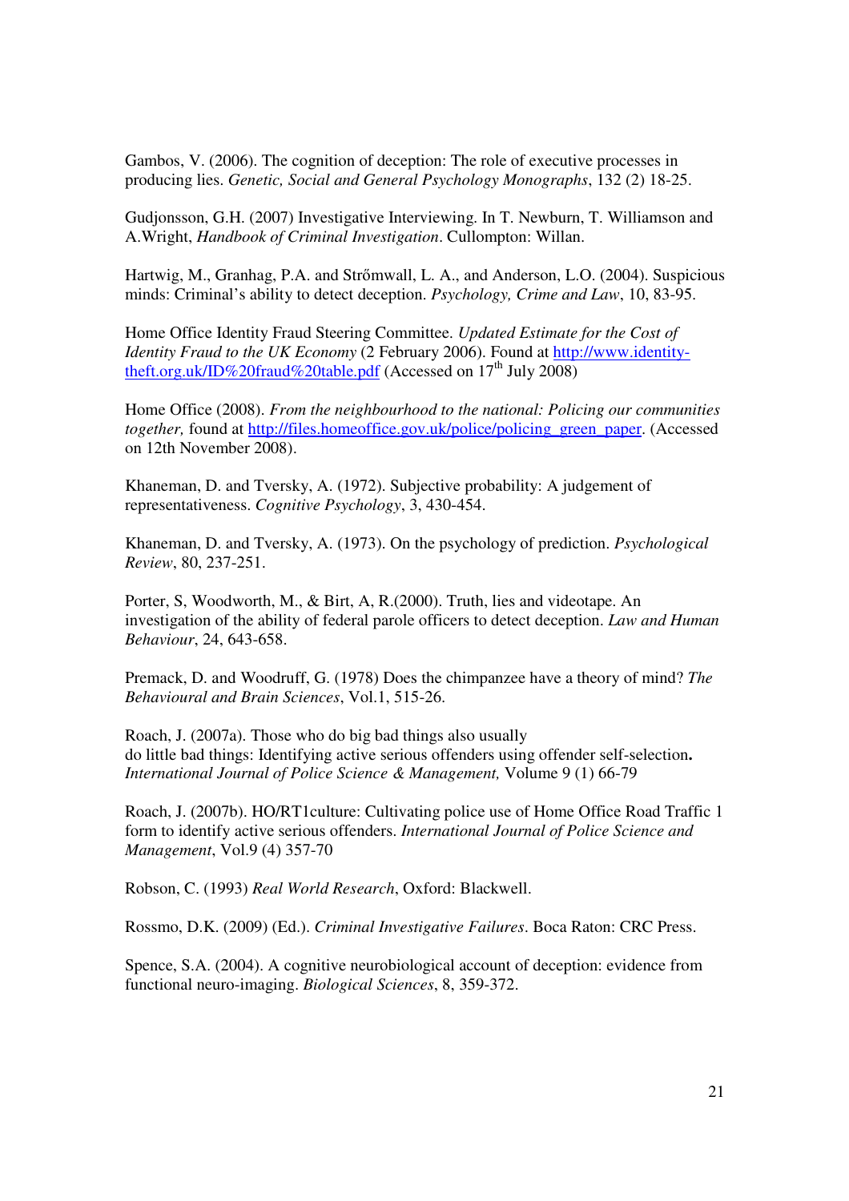Gambos, V. (2006). The cognition of deception: The role of executive processes in producing lies. *Genetic, Social and General Psychology Monographs*, 132 (2) 18-25.

Gudjonsson, G.H. (2007) Investigative Interviewing. In T. Newburn, T. Williamson and A.Wright, *Handbook of Criminal Investigation*. Cullompton: Willan.

Hartwig, M., Granhag, P.A. and Strőmwall, L. A., and Anderson, L.O. (2004). Suspicious minds: Criminal's ability to detect deception. *Psychology, Crime and Law*, 10, 83-95.

Home Office Identity Fraud Steering Committee. *Updated Estimate for the Cost of Identity Fraud to the UK Economy* (2 February 2006). Found at [http://www.identity-theft.org.uk/ID%20fraud%20table.pdf](http://www.identity-theft.org.uk/ID%20fraud%20table.pdf) (Accessed on 17th July 2008)

Home Office (2008). *From the neighbourhood to the national: Policing our communities together,* found at [http://files.homeoffice.gov.uk/police/policing_green_paper](http://files.homeoffice.gov.uk/police/policing_green_paper). (Accessed on 12th November 2008).

Khaneman, D. and Tversky, A. (1972). Subjective probability: A judgement of representativeness. *Cognitive Psychology*, 3, 430-454.

Khaneman, D. and Tversky, A. (1973). On the psychology of prediction. *Psychological Review*, 80, 237-251.

Porter, S, Woodworth, M., & Birt, A, R.(2000). Truth, lies and videotape. An investigation of the ability of federal parole officers to detect deception. *Law and Human Behaviour*, 24, 643-658.

Premack, D. and Woodruff, G. (1978) Does the chimpanzee have a theory of mind? *The Behavioural and Brain Sciences*, Vol.1, 515-26.

Roach, J. (2007a). Those who do big bad things also usually do little bad things: Identifying active serious offenders using offender self-selection**.** *International Journal of Police Science & Management,* Volume 9 (1) 66-79

Roach, J. (2007b). HO/RT1culture: Cultivating police use of Home Office Road Traffic 1 form to identify active serious offenders. *International Journal of Police Science and Management*, Vol.9 (4) 357-70

Robson, C. (1993) *Real World Research*, Oxford: Blackwell.

Rossmo, D.K. (2009) (Ed.). *Criminal Investigative Failures*. Boca Raton: CRC Press.

Spence, S.A. (2004). A cognitive neurobiological account of deception: evidence from functional neuro-imaging. *Biological Sciences*, 8, 359-372.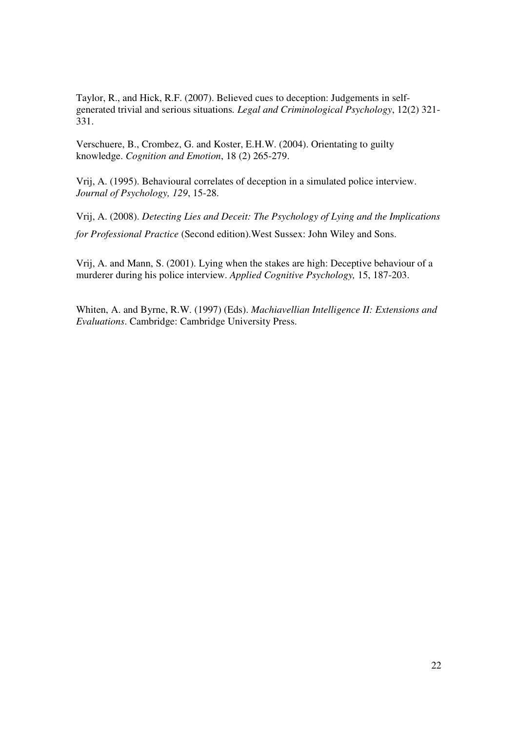Taylor, R., and Hick, R.F. (2007). Believed cues to deception: Judgements in self-generated trivial and serious situations. *Legal and Criminological Psychology*, 12(2) 321-331.

Verschuere, B., Crombez, G. and Koster, E.H.W. (2004). Orientating to guilty knowledge. *Cognition and Emotion*, 18 (2) 265-279.

Vrij, A. (1995). Behavioural correlates of deception in a simulated police interview. *Journal of Psychology, 129*, 15-28.

Vrij, A. (2008). *Detecting Lies and Deceit: The Psychology of Lying and the Implications for Professional Practice* (Second edition).West Sussex: John Wiley and Sons.

Vrij, A. and Mann, S. (2001). Lying when the stakes are high: Deceptive behaviour of a murderer during his police interview. *Applied Cognitive Psychology,* 15, 187-203.

Whiten, A. and Byrne, R.W. (1997) (Eds). *Machiavellian Intelligence II: Extensions and Evaluations*. Cambridge: Cambridge University Press.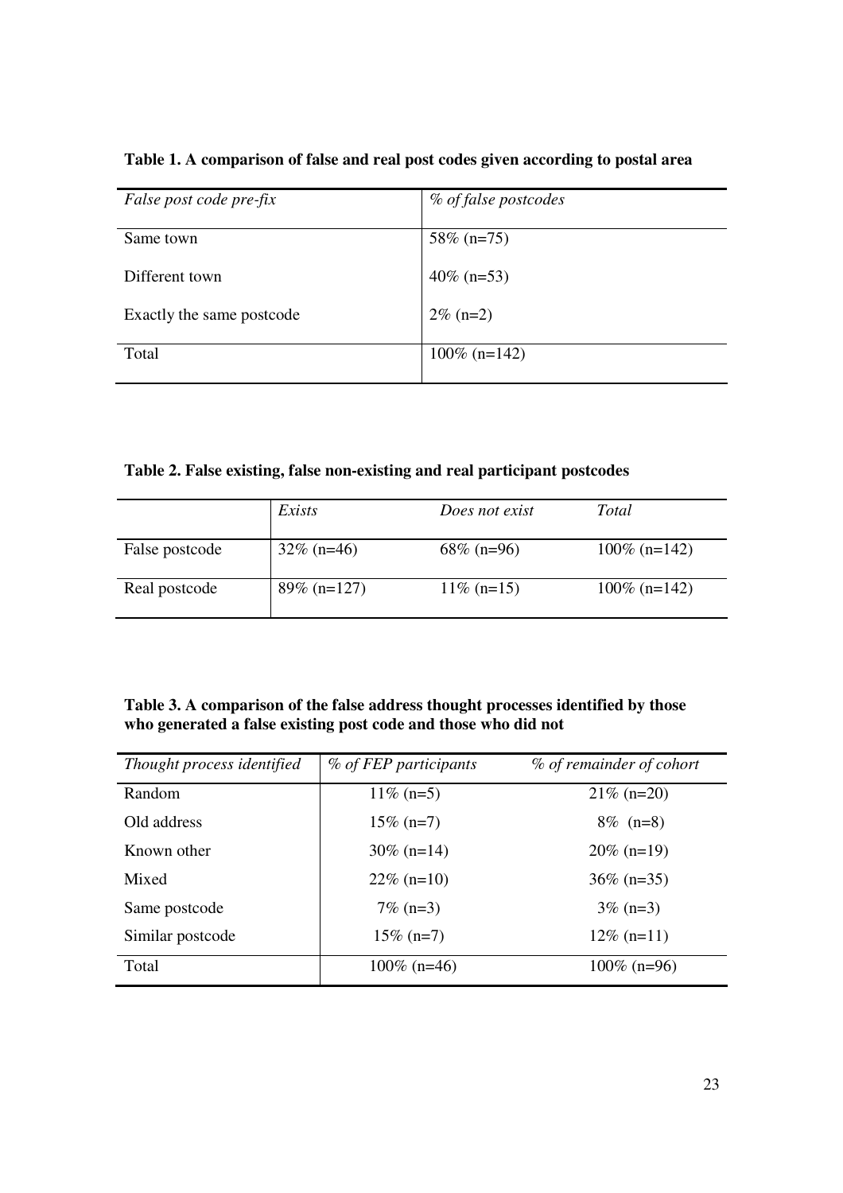**Table 1. A comparison of false and real post codes given according to postal area**

| *False post code pre-fix* | *% of false postcodes* |
|---|---|
| Same town | 58% (n=75) |
| Different town | 40% (n=53) |
| Exactly the same postcode | 2% (n=2) |
| Total | 100% (n=142) |

**Table 2. False existing, false non-existing and real participant postcodes**

| | *Exists* | *Does not exist* | *Total* |
|---|---|---|---|
| False postcode | 32% (n=46) | 68% (n=96) | 100% (n=142) |
| Real postcode | 89% (n=127) | 11% (n=15) | 100% (n=142) |

**Table 3. A comparison of the false address thought processes identified by those who generated a false existing post code and those who did not**

| *Thought process identified* | *% of FEP participants* | *% of remainder of cohort* |
|---|---|---|
| Random | 11% (n=5) | 21% (n=20) |
| Old address | 15% (n=7) | 8% (n=8) |
| Known other | 30% (n=14) | 20% (n=19) |
| Mixed | 22% (n=10) | 36% (n=35) |
| Same postcode | 7% (n=3) | 3% (n=3) |
| Similar postcode | 15% (n=7) | 12% (n=11) |
| Total | 100% (n=46) | 100% (n=96) |